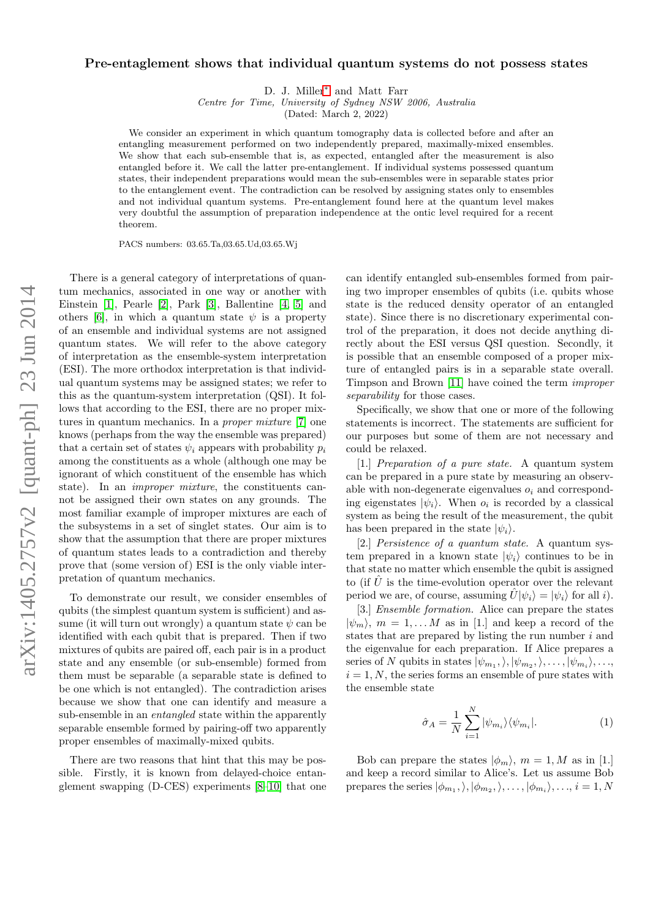# Pre-entaglement shows that individual quantum systems do not possess states

D. J. Miller* and Matt Farr

*Centre for Time, University of Sydney NSW 2006, Australia*

(Dated: March 2, 2022)

We consider an experiment in which quantum tomography data is collected before and after an entangling measurement performed on two independently prepared, maximally-mixed ensembles. We show that each sub-ensemble that is, as expected, entangled after the measurement is also entangled before it. We call the latter pre-entanglement. If individual systems possessed quantum states, their independent preparations would mean the sub-ensembles were in separable states prior to the entanglement event. The contradiction can be resolved by assigning states only to ensembles and not individual quantum systems. Pre-entanglement found here at the quantum level makes very doubtful the assumption of preparation independence at the ontic level required for a recent theorem.

PACS numbers: 03.65.Ta,03.65.Ud,03.65.Wj

There is a general category of interpretations of quantum mechanics, associated in one way or another with Einstein [1], Pearle [2], Park [3], Ballentine [4, 5] and others [6], in which a quantum state $\psi$ is a property of an ensemble and individual systems are not assigned quantum states. We will refer to the above category of interpretation as the ensemble-system interpretation (ESI). The more orthodox interpretation is that individual quantum systems may be assigned states; we refer to this as the quantum-system interpretation (QSI). It follows that according to the ESI, there are no proper mixtures in quantum mechanics. In a *proper mixture* [7] one knows (perhaps from the way the ensemble was prepared) that a certain set of states $\psi_i$ appears with probability $p_i$ among the constituents as a whole (although one may be ignorant of which constituent of the ensemble has which state). In an *improper mixture*, the constituents cannot be assigned their own states on any grounds. The most familiar example of improper mixtures are each of the subsystems in a set of singlet states. Our aim is to show that the assumption that there are proper mixtures of quantum states leads to a contradiction and thereby prove that (some version of) ESI is the only viable interpretation of quantum mechanics.

To demonstrate our result, we consider ensembles of qubits (the simplest quantum system is sufficient) and assume (it will turn out wrongly) a quantum state $\psi$ can be identified with each qubit that is prepared. Then if two mixtures of qubits are paired off, each pair is in a product state and any ensemble (or sub-ensemble) formed from them must be separable (a separable state is defined to be one which is not entangled). The contradiction arises because we show that one can identify and measure a sub-ensemble in an *entangled* state within the apparently separable ensemble formed by pairing-off two apparently proper ensembles of maximally-mixed qubits.

There are two reasons that hint that this may be possible. Firstly, it is known from delayed-choice entanglement swapping (D-CES) experiments [8–10] that one can identify entangled sub-ensembles formed from pairing two improper ensembles of qubits (i.e. qubits whose state is the reduced density operator of an entangled state). Since there is no discretionary experimental control of the preparation, it does not decide anything directly about the ESI versus QSI question. Secondly, it is possible that an ensemble composed of a proper mixture of entangled pairs is in a separable state overall. Timpson and Brown [11] have coined the term *improper separability* for those cases.

Specifically, we show that one or more of the following statements is incorrect. The statements are sufficient for our purposes but some of them are not necessary and could be relaxed.

[1.] *Preparation of a pure state.* A quantum system can be prepared in a pure state by measuring an observable with non-degenerate eigenvalues $o_i$ and corresponding eigenstates $|\psi_i\rangle$. When $o_i$ is recorded by a classical system as being the result of the measurement, the qubit has been prepared in the state $|\psi_i\rangle$.

[2.] *Persistence of a quantum state.* A quantum system prepared in a known state $|\psi_i\rangle$ continues to be in that state no matter which ensemble the qubit is assigned to (if $\hat{U}$ is the time-evolution operator over the relevant period we are, of course, assuming $\hat{U}|\psi_i\rangle = |\psi_i\rangle$ for all $i$).

[3.] *Ensemble formation.* Alice can prepare the states $|\psi_m\rangle$, $m = 1, \ldots M$ as in [1.] and keep a record of the states that are prepared by listing the run number $i$ and the eigenvalue for each preparation. If Alice prepares a series of $N$ qubits in states $|\psi_{m_1},\rangle, |\psi_{m_2},\rangle, \ldots, |\psi_{m_i}\rangle, \ldots$, $i = 1, N$, the series forms an ensemble of pure states with the ensemble state

$$\hat{\sigma}_A = \frac{1}{N}\sum_{i=1}^{N} |\psi_{m_i}\rangle\langle\psi_{m_i}|. \tag{1}$$

Bob can prepare the states $|\phi_m\rangle$, $m = 1, M$ as in [1.] and keep a record similar to Alice's. Let us assume Bob prepares the series $|\phi_{m_1},\rangle, |\phi_{m_2},\rangle, \ldots, |\phi_{m_i}\rangle, \ldots, i = 1, N$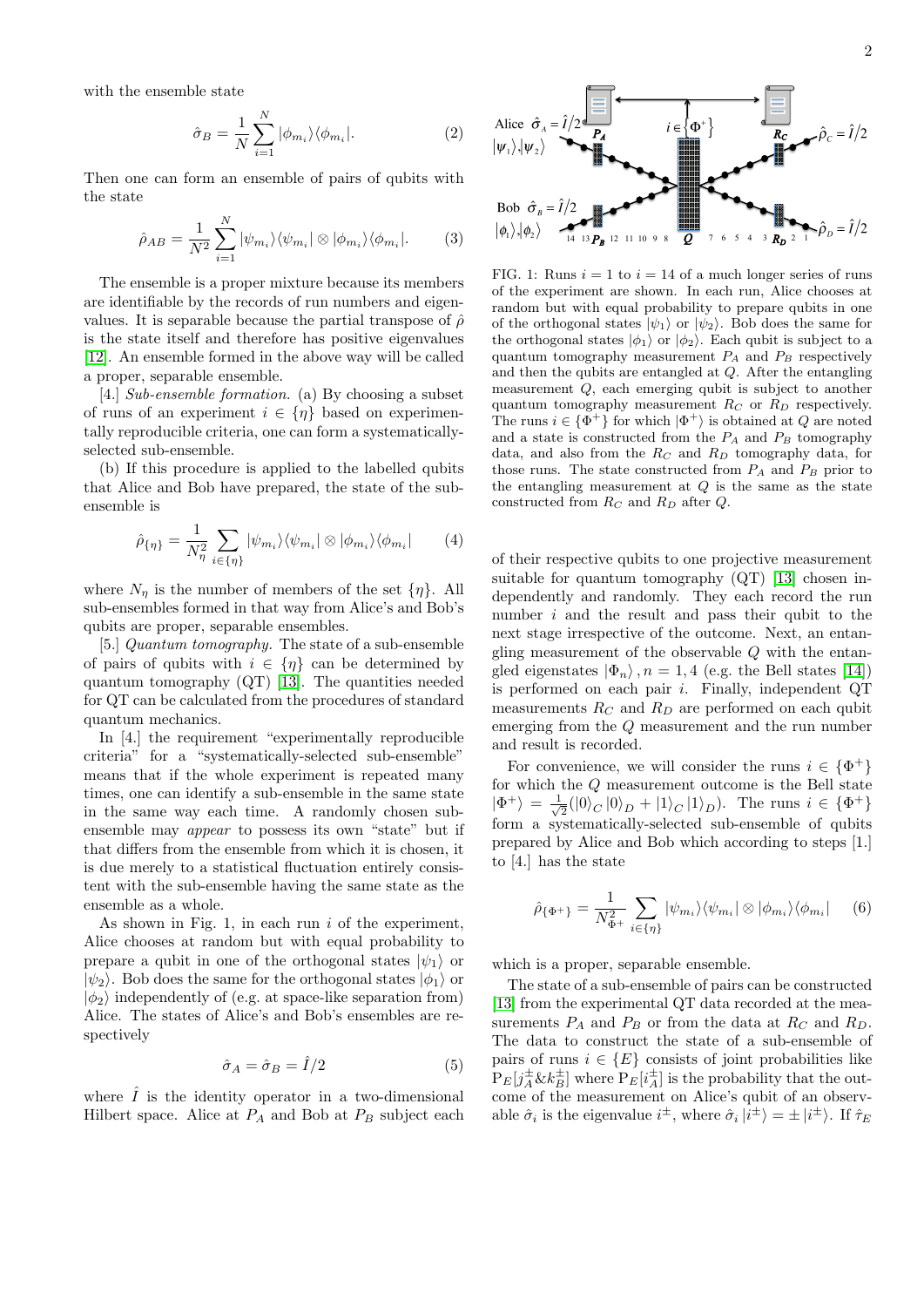with the ensemble state

$$\hat{\sigma}_B = \frac{1}{N}\sum_{i=1}^{N} |\phi_{m_i}\rangle\langle\phi_{m_i}|. \tag{2}$$

Then one can form an ensemble of pairs of qubits with the state

$$\hat{\rho}_{AB} = \frac{1}{N^2}\sum_{i=1}^{N} |\psi_{m_i}\rangle\langle\psi_{m_i}| \otimes |\phi_{m_i}\rangle\langle\phi_{m_i}|. \tag{3}$$

The ensemble is a proper mixture because its members are identifiable by the records of run numbers and eigenvalues. It is separable because the partial transpose of $\hat{\rho}$ is the state itself and therefore has positive eigenvalues [12]. An ensemble formed in the above way will be called a proper, separable ensemble.

[4.] *Sub-ensemble formation.* (a) By choosing a subset of runs of an experiment $i \in \{\eta\}$ based on experimentally reproducible criteria, one can form a systematically-selected sub-ensemble.

(b) If this procedure is applied to the labelled qubits that Alice and Bob have prepared, the state of the sub-ensemble is

$$\hat{\rho}_{\{\eta\}} = \frac{1}{N_\eta^2}\sum_{i\in\{\eta\}} |\psi_{m_i}\rangle\langle\psi_{m_i}| \otimes |\phi_{m_i}\rangle\langle\phi_{m_i}| \tag{4}$$

where $N_\eta$ is the number of members of the set $\{\eta\}$. All sub-ensembles formed in that way from Alice's and Bob's qubits are proper, separable ensembles.

[5.] *Quantum tomography.* The state of a sub-ensemble of pairs of qubits with $i \in \{\eta\}$ can be determined by quantum tomography (QT) [13]. The quantities needed for QT can be calculated from the procedures of standard quantum mechanics.

In [4.] the requirement "experimentally reproducible criteria" for a "systematically-selected sub-ensemble" means that if the whole experiment is repeated many times, one can identify a sub-ensemble in the same state in the same way each time. A randomly chosen sub-ensemble may *appear* to possess its own "state" but if that differs from the ensemble from which it is chosen, it is due merely to a statistical fluctuation entirely consistent with the sub-ensemble having the same state as the ensemble as a whole.

As shown in Fig. 1, in each run $i$ of the experiment, Alice chooses at random but with equal probability to prepare a qubit in one of the orthogonal states $|\psi_1\rangle$ or $|\psi_2\rangle$. Bob does the same for the orthogonal states $|\phi_1\rangle$ or $|\phi_2\rangle$ independently of (e.g. at space-like separation from) Alice. The states of Alice's and Bob's ensembles are respectively

$$\hat{\sigma}_A = \hat{\sigma}_B = \hat{I}/2 \tag{5}$$

where $\hat{I}$ is the identity operator in a two-dimensional Hilbert space. Alice at $P_A$ and Bob at $P_B$ subject each of their respective qubits to one projective measurement suitable for quantum tomography (QT) [13] chosen independently and randomly. They each record the run number $i$ and the result and pass their qubit to the next stage irrespective of the outcome. Next, an entangling measurement of the observable $Q$ with the entangled eigenstates $|\Phi_n\rangle, n = 1, 4$ (e.g. the Bell states [14]) is performed on each pair $i$. Finally, independent QT measurements $R_C$ and $R_D$ are performed on each qubit emerging from the $Q$ measurement and the run number and result is recorded.

FIG. 1: Runs $i = 1$ to $i = 14$ of a much longer series of runs of the experiment are shown. In each run, Alice chooses at random but with equal probability to prepare qubits in one of the orthogonal states $|\psi_1\rangle$ or $|\psi_2\rangle$. Bob does the same for the orthogonal states $|\phi_1\rangle$ or $|\phi_2\rangle$. Each qubit is subject to a quantum tomography measurement $P_A$ and $P_B$ respectively and then the qubits are entangled at $Q$. After the entangling measurement $Q$, each emerging qubit is subject to another quantum tomography measurement $R_C$ or $R_D$ respectively. The runs $i \in \{\Phi^+\}$ for which $|\Phi^+\rangle$ is obtained at $Q$ are noted and a state is constructed from the $P_A$ and $P_B$ tomography data, and also from the $R_C$ and $R_D$ tomography data, for those runs. The state constructed from $P_A$ and $P_B$ prior to the entangling measurement at $Q$ is the same as the state constructed from $R_C$ and $R_D$ after $Q$.

For convenience, we will consider the runs $i \in \{\Phi^+\}$ for which the $Q$ measurement outcome is the Bell state $|\Phi^+\rangle = \frac{1}{\sqrt{2}}(|0\rangle_C|0\rangle_D + |1\rangle_C|1\rangle_D)$. The runs $i \in \{\Phi^+\}$ form a systematically-selected sub-ensemble of qubits prepared by Alice and Bob which according to steps [1.] to [4.] has the state

$$\hat{\rho}_{\{\Phi^+\}} = \frac{1}{N_{\Phi^+}^2}\sum_{i\in\{\eta\}} |\psi_{m_i}\rangle\langle\psi_{m_i}| \otimes |\phi_{m_i}\rangle\langle\phi_{m_i}| \tag{6}$$

which is a proper, separable ensemble.

The state of a sub-ensemble of pairs can be constructed [13] from the experimental QT data recorded at the measurements $P_A$ and $P_B$ or from the data at $R_C$ and $R_D$. The data to construct the state of a sub-ensemble of pairs of runs $i \in \{E\}$ consists of joint probabilities like $\mathrm{P}_E[j_A^{\pm}\&k_B^{\pm}]$ where $\mathrm{P}_E[i_A^{\pm}]$ is the probability that the outcome of the measurement on Alice's qubit of an observable $\hat{\sigma}_i$ is the eigenvalue $i^{\pm}$, where $\hat{\sigma}_i|i^{\pm}\rangle = \pm|i^{\pm}\rangle$. If $\hat{\tau}_E$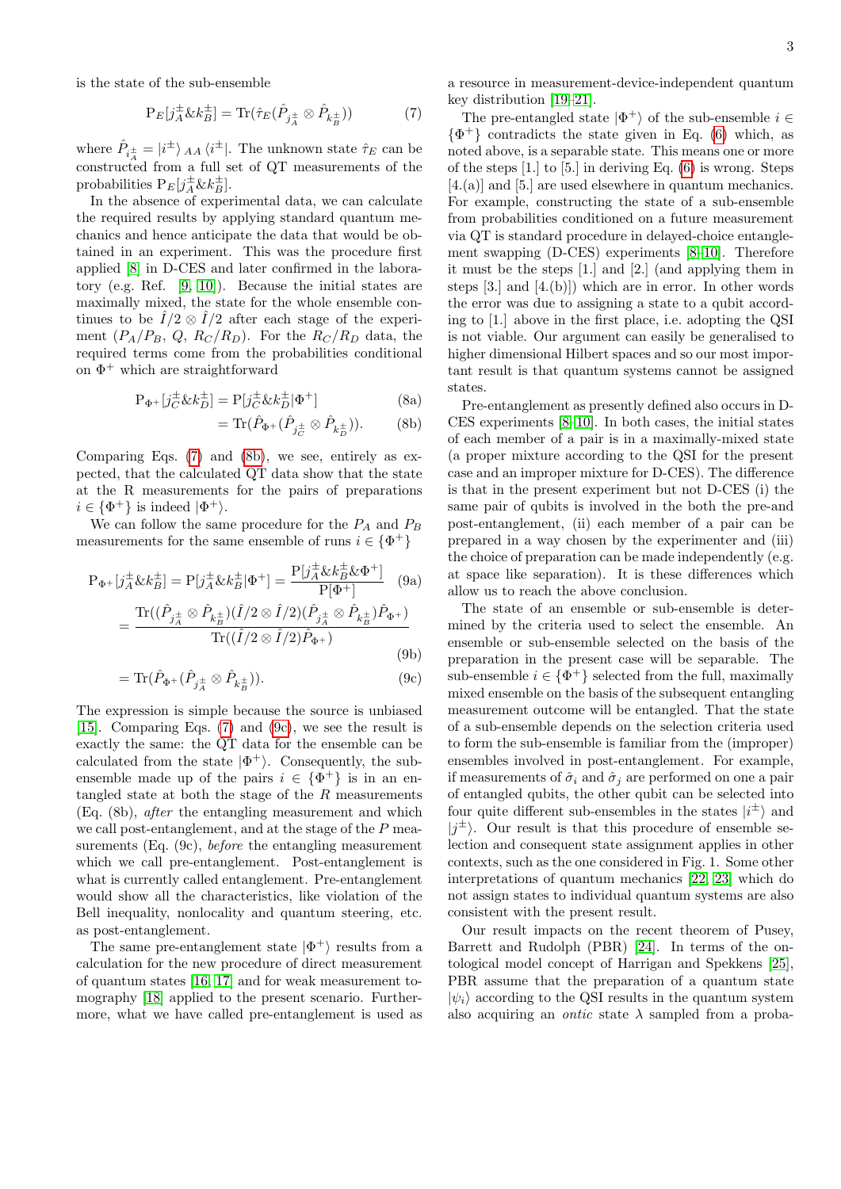is the state of the sub-ensemble

$$\mathrm{P}_E[j_A^{\pm}\&k_B^{\pm}] = \mathrm{Tr}(\hat{\tau}_E(\hat{P}_{j_A^{\pm}} \otimes \hat{P}_{k_B^{\pm}})) \tag{7}$$

where $\hat{P}_{i_A^{\pm}} = |i^{\pm}\rangle_{A\,A}\langle i^{\pm}|$. The unknown state $\hat{\tau}_E$ can be constructed from a full set of QT measurements of the probabilities $\mathrm{P}_E[j_A^{\pm}\&k_B^{\pm}]$.

In the absence of experimental data, we can calculate the required results by applying standard quantum mechanics and hence anticipate the data that would be obtained in an experiment. This was the procedure first applied [8] in D-CES and later confirmed in the laboratory (e.g. Ref. [9, 10]). Because the initial states are maximally mixed, the state for the whole ensemble continues to be $\hat{I}/2 \otimes \hat{I}/2$ after each stage of the experiment ($P_A/P_B$, $Q$, $R_C/R_D$). For the $R_C/R_D$ data, the required terms come from the probabilities conditional on $\Phi^+$ which are straightforward

$$\mathrm{P}_{\Phi^+}[j_C^{\pm}\&k_D^{\pm}] = \mathrm{P}[j_C^{\pm}\&k_D^{\pm}|\Phi^+] \tag{8a}$$

$$= \mathrm{Tr}(\hat{P}_{\Phi^+}(\hat{P}_{j_C^{\pm}} \otimes \hat{P}_{k_D^{\pm}})). \tag{8b}$$

Comparing Eqs. (7) and (8b), we see, entirely as expected, that the calculated QT data show that the state at the R measurements for the pairs of preparations $i \in \{\Phi^+\}$ is indeed $|\Phi^+\rangle$.

We can follow the same procedure for the $P_A$ and $P_B$ measurements for the same ensemble of runs $i \in \{\Phi^+\}$

$$\mathrm{P}_{\Phi^+}[j_A^{\pm}\&k_B^{\pm}] = \mathrm{P}[j_A^{\pm}\&k_B^{\pm}|\Phi^+] = \frac{\mathrm{P}[j_A^{\pm}\&k_B^{\pm}\&\Phi^+]}{\mathrm{P}[\Phi^+]} \tag{9a}$$

$$= \frac{\mathrm{Tr}((\hat{P}_{j_A^{\pm}} \otimes \hat{P}_{k_B^{\pm}})(\hat{I}/2 \otimes \hat{I}/2)(\hat{P}_{j_A^{\pm}} \otimes \hat{P}_{k_B^{\pm}})\hat{P}_{\Phi^+})}{\mathrm{Tr}((\hat{I}/2 \otimes \hat{I}/2)\hat{P}_{\Phi^+})} \tag{9b}$$

$$= \mathrm{Tr}(\hat{P}_{\Phi^+}(\hat{P}_{j_A^{\pm}} \otimes \hat{P}_{k_B^{\pm}})). \tag{9c}$$

The expression is simple because the source is unbiased [15]. Comparing Eqs. (7) and (9c), we see the result is exactly the same: the QT data for the ensemble can be calculated from the state $|\Phi^+\rangle$. Consequently, the sub-ensemble made up of the pairs $i \in \{\Phi^+\}$ is in an entangled state at both the stage of the $R$ measurements (Eq. (8b), *after* the entangling measurement and which we call post-entanglement, and at the stage of the $P$ measurements (Eq. (9c), *before* the entangling measurement which we call pre-entanglement. Post-entanglement is what is currently called entanglement. Pre-entanglement would show all the characteristics, like violation of the Bell inequality, nonlocality and quantum steering, etc. as post-entanglement.

The same pre-entanglement state $|\Phi^+\rangle$ results from a calculation for the new procedure of direct measurement of quantum states [16, 17] and for weak measurement tomography [18] applied to the present scenario. Furthermore, what we have called pre-entanglement is used as a resource in measurement-device-independent quantum key distribution [19–21].

The pre-entangled state $|\Phi^+\rangle$ of the sub-ensemble $i \in \{\Phi^+\}$ contradicts the state given in Eq. (6) which, as noted above, is a separable state. This means one or more of the steps [1.] to [5.] in deriving Eq. (6) is wrong. Steps [4.(a)] and [5.] are used elsewhere in quantum mechanics. For example, constructing the state of a sub-ensemble from probabilities conditioned on a future measurement via QT is standard procedure in delayed-choice entanglement swapping (D-CES) experiments [8–10]. Therefore it must be the steps [1.] and [2.] (and applying them in steps [3.] and [4.(b)]) which are in error. In other words the error was due to assigning a state to a qubit according to [1.] above in the first place, i.e. adopting the QSI is not viable. Our argument can easily be generalised to higher dimensional Hilbert spaces and so our most important result is that quantum systems cannot be assigned states.

Pre-entanglement as presently defined also occurs in D-CES experiments [8–10]. In both cases, the initial states of each member of a pair is in a maximally-mixed state (a proper mixture according to the QSI for the present case and an improper mixture for D-CES). The difference is that in the present experiment but not D-CES (i) the same pair of qubits is involved in the both the pre-and post-entanglement, (ii) each member of a pair can be prepared in a way chosen by the experimenter and (iii) the choice of preparation can be made independently (e.g. at space like separation). It is these differences which allow us to reach the above conclusion.

The state of an ensemble or sub-ensemble is determined by the criteria used to select the ensemble. An ensemble or sub-ensemble selected on the basis of the preparation in the present case will be separable. The sub-ensemble $i \in \{\Phi^+\}$ selected from the full, maximally mixed ensemble on the basis of the subsequent entangling measurement outcome will be entangled. That the state of a sub-ensemble depends on the selection criteria used to form the sub-ensemble is familiar from the (improper) ensembles involved in post-entanglement. For example, if measurements of $\hat{\sigma}_i$ and $\hat{\sigma}_j$ are performed on one a pair of entangled qubits, the other qubit can be selected into four quite different sub-ensembles in the states $|i^{\pm}\rangle$ and $|j^{\pm}\rangle$. Our result is that this procedure of ensemble selection and consequent state assignment applies in other contexts, such as the one considered in Fig. 1. Some other interpretations of quantum mechanics [22, 23] which do not assign states to individual quantum systems are also consistent with the present result.

Our result impacts on the recent theorem of Pusey, Barrett and Rudolph (PBR) [24]. In terms of the ontological model concept of Harrigan and Spekkens [25], PBR assume that the preparation of a quantum state $|\psi_i\rangle$ according to the QSI results in the quantum system also acquiring an *ontic* state $\lambda$ sampled from a proba-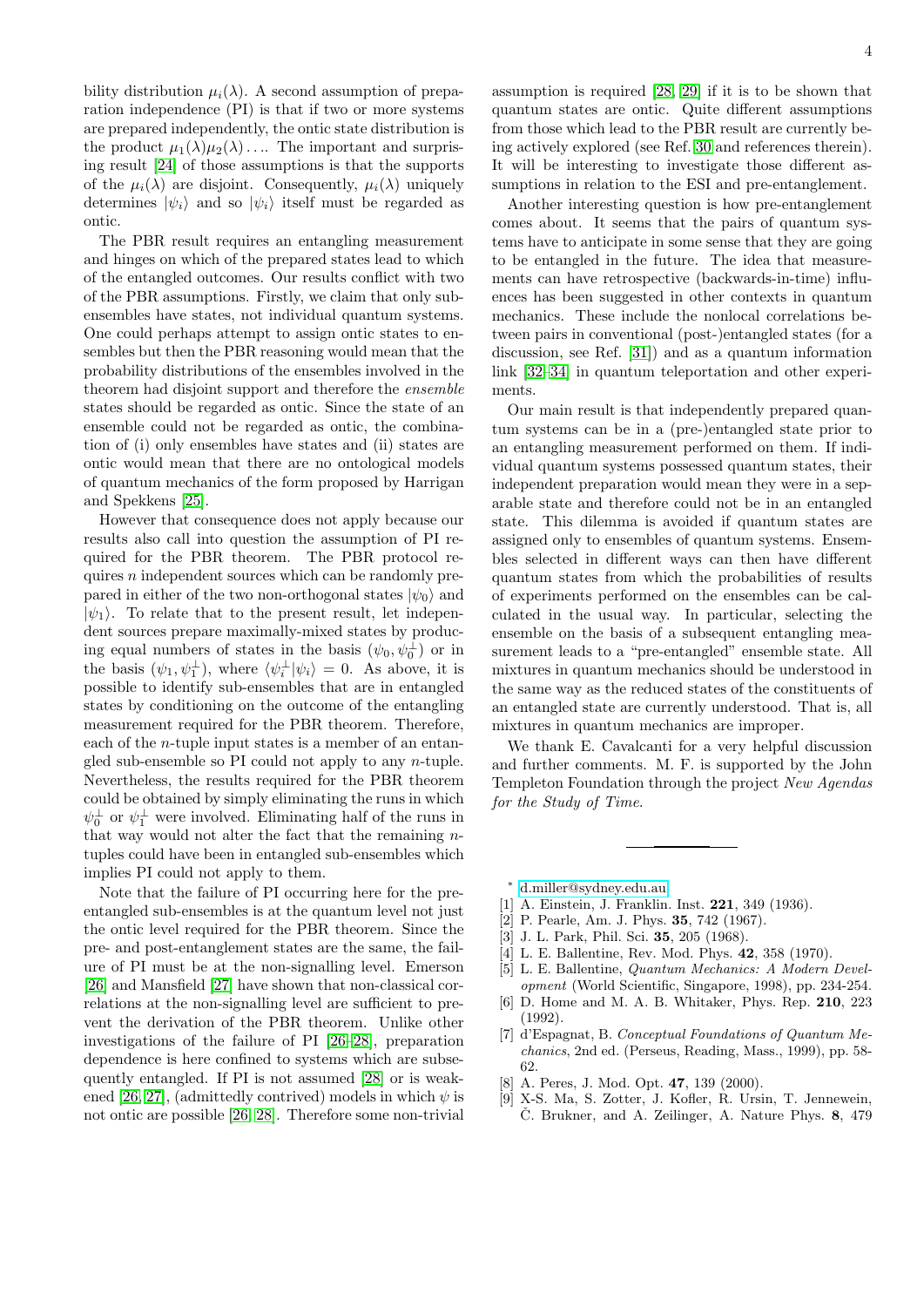bility distribution $\mu_i(\lambda)$. A second assumption of preparation independence (PI) is that if two or more systems are prepared independently, the ontic state distribution is the product $\mu_1(\lambda)\mu_2(\lambda)\ldots$. The important and surprising result [24] of those assumptions is that the supports of the $\mu_i(\lambda)$ are disjoint. Consequently, $\mu_i(\lambda)$ uniquely determines $|\psi_i\rangle$ and so $|\psi_i\rangle$ itself must be regarded as ontic.

The PBR result requires an entangling measurement and hinges on which of the prepared states lead to which of the entangled outcomes. Our results conflict with two of the PBR assumptions. Firstly, we claim that only subensembles have states, not individual quantum systems. One could perhaps attempt to assign ontic states to ensembles but then the PBR reasoning would mean that the probability distributions of the ensembles involved in the theorem had disjoint support and therefore the *ensemble* states should be regarded as ontic. Since the state of an ensemble could not be regarded as ontic, the combination of (i) only ensembles have states and (ii) states are ontic would mean that there are no ontological models of quantum mechanics of the form proposed by Harrigan and Spekkens [25].

However that consequence does not apply because our results also call into question the assumption of PI required for the PBR theorem. The PBR protocol requires $n$ independent sources which can be randomly prepared in either of the two non-orthogonal states $|\psi_0\rangle$ and $|\psi_1\rangle$. To relate that to the present result, let independent sources prepare maximally-mixed states by producing equal numbers of states in the basis $(\psi_0, \psi_0^\perp)$ or in the basis $(\psi_1, \psi_1^\perp)$, where $\langle\psi_i^\perp|\psi_i\rangle = 0$. As above, it is possible to identify sub-ensembles that are in entangled states by conditioning on the outcome of the entangling measurement required for the PBR theorem. Therefore, each of the $n$-tuple input states is a member of an entangled sub-ensemble so PI could not apply to any $n$-tuple. Nevertheless, the results required for the PBR theorem could be obtained by simply eliminating the runs in which $\psi_0^\perp$ or $\psi_1^\perp$ were involved. Eliminating half of the runs in that way would not alter the fact that the remaining $n$-tuples could have been in entangled sub-ensembles which implies PI could not apply to them.

Note that the failure of PI occurring here for the pre-entangled sub-ensembles is at the quantum level not just the ontic level required for the PBR theorem. Since the pre- and post-entanglement states are the same, the failure of PI must be at the non-signalling level. Emerson [26] and Mansfield [27] have shown that non-classical correlations at the non-signalling level are sufficient to prevent the derivation of the PBR theorem. Unlike other investigations of the failure of PI [26–28], preparation dependence is here confined to systems which are subsequently entangled. If PI is not assumed [28] or is weakened [26, 27], (admittedly contrived) models in which $\psi$ is not ontic are possible [26, 28]. Therefore some non-trivial assumption is required [28, 29] if it is to be shown that quantum states are ontic. Quite different assumptions from those which lead to the PBR result are currently being actively explored (see Ref. 30 and references therein). It will be interesting to investigate those different assumptions in relation to the ESI and pre-entanglement.

Another interesting question is how pre-entanglement comes about. It seems that the pairs of quantum systems have to anticipate in some sense that they are going to be entangled in the future. The idea that measurements can have retrospective (backwards-in-time) influences has been suggested in other contexts in quantum mechanics. These include the nonlocal correlations between pairs in conventional (post-)entangled states (for a discussion, see Ref. [31]) and as a quantum information link [32–34] in quantum teleportation and other experiments.

Our main result is that independently prepared quantum systems can be in a (pre-)entangled state prior to an entangling measurement performed on them. If individual quantum systems possessed quantum states, their independent preparation would mean they were in a separable state and therefore could not be in an entangled state. This dilemma is avoided if quantum states are assigned only to ensembles of quantum systems. Ensembles selected in different ways can then have different quantum states from which the probabilities of results of experiments performed on the ensembles can be calculated in the usual way. In particular, selecting the ensemble on the basis of a subsequent entangling measurement leads to a "pre-entangled" ensemble state. All mixtures in quantum mechanics should be understood in the same way as the reduced states of the constituents of an entangled state are currently understood. That is, all mixtures in quantum mechanics are improper.

We thank E. Cavalcanti for a very helpful discussion and further comments. M. F. is supported by the John Templeton Foundation through the project *New Agendas for the Study of Time*.

---

\* d.miller@sydney.edu.au

[1] A. Einstein, J. Franklin. Inst. **221**, 349 (1936).
[2] P. Pearle, Am. J. Phys. **35**, 742 (1967).
[3] J. L. Park, Phil. Sci. **35**, 205 (1968).
[4] L. E. Ballentine, Rev. Mod. Phys. **42**, 358 (1970).
[5] L. E. Ballentine, *Quantum Mechanics: A Modern Development* (World Scientific, Singapore, 1998), pp. 234-254.
[6] D. Home and M. A. B. Whitaker, Phys. Rep. **210**, 223 (1992).
[7] d'Espagnat, B. *Conceptual Foundations of Quantum Mechanics*, 2nd ed. (Perseus, Reading, Mass., 1999), pp. 58-62.
[8] A. Peres, J. Mod. Opt. **47**, 139 (2000).
[9] X-S. Ma, S. Zotter, J. Kofler, R. Ursin, T. Jennewein, Č. Brukner, and A. Zeilinger, A. Nature Phys. **8**, 479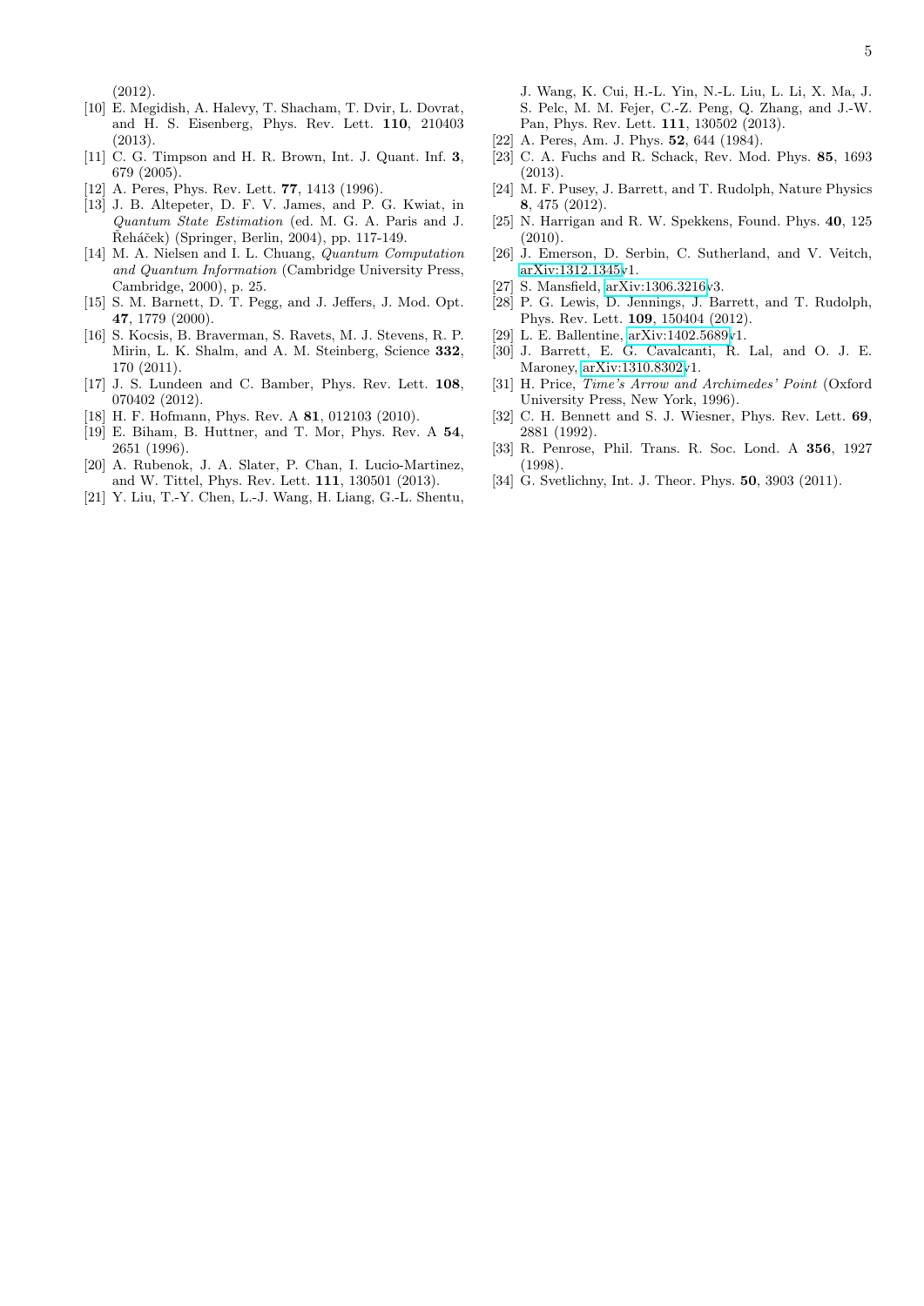(2012).

[10] E. Megidish, A. Halevy, T. Shacham, T. Dvir, L. Dovrat, and H. S. Eisenberg, Phys. Rev. Lett. **110**, 210403 (2013).

[11] C. G. Timpson and H. R. Brown, Int. J. Quant. Inf. **3**, 679 (2005).

[12] A. Peres, Phys. Rev. Lett. **77**, 1413 (1996).

[13] J. B. Altepeter, D. F. V. James, and P. G. Kwiat, in *Quantum State Estimation* (ed. M. G. A. Paris and J. Řeháček) (Springer, Berlin, 2004), pp. 117-149.

[14] M. A. Nielsen and I. L. Chuang, *Quantum Computation and Quantum Information* (Cambridge University Press, Cambridge, 2000), p. 25.

[15] S. M. Barnett, D. T. Pegg, and J. Jeffers, J. Mod. Opt. **47**, 1779 (2000).

[16] S. Kocsis, B. Braverman, S. Ravets, M. J. Stevens, R. P. Mirin, L. K. Shalm, and A. M. Steinberg, Science **332**, 170 (2011).

[17] J. S. Lundeen and C. Bamber, Phys. Rev. Lett. **108**, 070402 (2012).

[18] H. F. Hofmann, Phys. Rev. A **81**, 012103 (2010).

[19] E. Biham, B. Huttner, and T. Mor, Phys. Rev. A **54**, 2651 (1996).

[20] A. Rubenok, J. A. Slater, P. Chan, I. Lucio-Martinez, and W. Tittel, Phys. Rev. Lett. **111**, 130501 (2013).

[21] Y. Liu, T.-Y. Chen, L.-J. Wang, H. Liang, G.-L. Shentu, J. Wang, K. Cui, H.-L. Yin, N.-L. Liu, L. Li, X. Ma, J. S. Pelc, M. M. Fejer, C.-Z. Peng, Q. Zhang, and J.-W. Pan, Phys. Rev. Lett. **111**, 130502 (2013).

[22] A. Peres, Am. J. Phys. **52**, 644 (1984).

[23] C. A. Fuchs and R. Schack, Rev. Mod. Phys. **85**, 1693 (2013).

[24] M. F. Pusey, J. Barrett, and T. Rudolph, Nature Physics **8**, 475 (2012).

[25] N. Harrigan and R. W. Spekkens, Found. Phys. **40**, 125 (2010).

[26] J. Emerson, D. Serbin, C. Sutherland, and V. Veitch, arXiv:1312.1345v1.

[27] S. Mansfield, arXiv:1306.3216v3.

[28] P. G. Lewis, D. Jennings, J. Barrett, and T. Rudolph, Phys. Rev. Lett. **109**, 150404 (2012).

[29] L. E. Ballentine, arXiv:1402.5689v1.

[30] J. Barrett, E. G. Cavalcanti, R. Lal, and O. J. E. Maroney, arXiv:1310.8302v1.

[31] H. Price, *Time's Arrow and Archimedes' Point* (Oxford University Press, New York, 1996).

[32] C. H. Bennett and S. J. Wiesner, Phys. Rev. Lett. **69**, 2881 (1992).

[33] R. Penrose, Phil. Trans. R. Soc. Lond. A **356**, 1927 (1998).

[34] G. Svetlichny, Int. J. Theor. Phys. **50**, 3903 (2011).